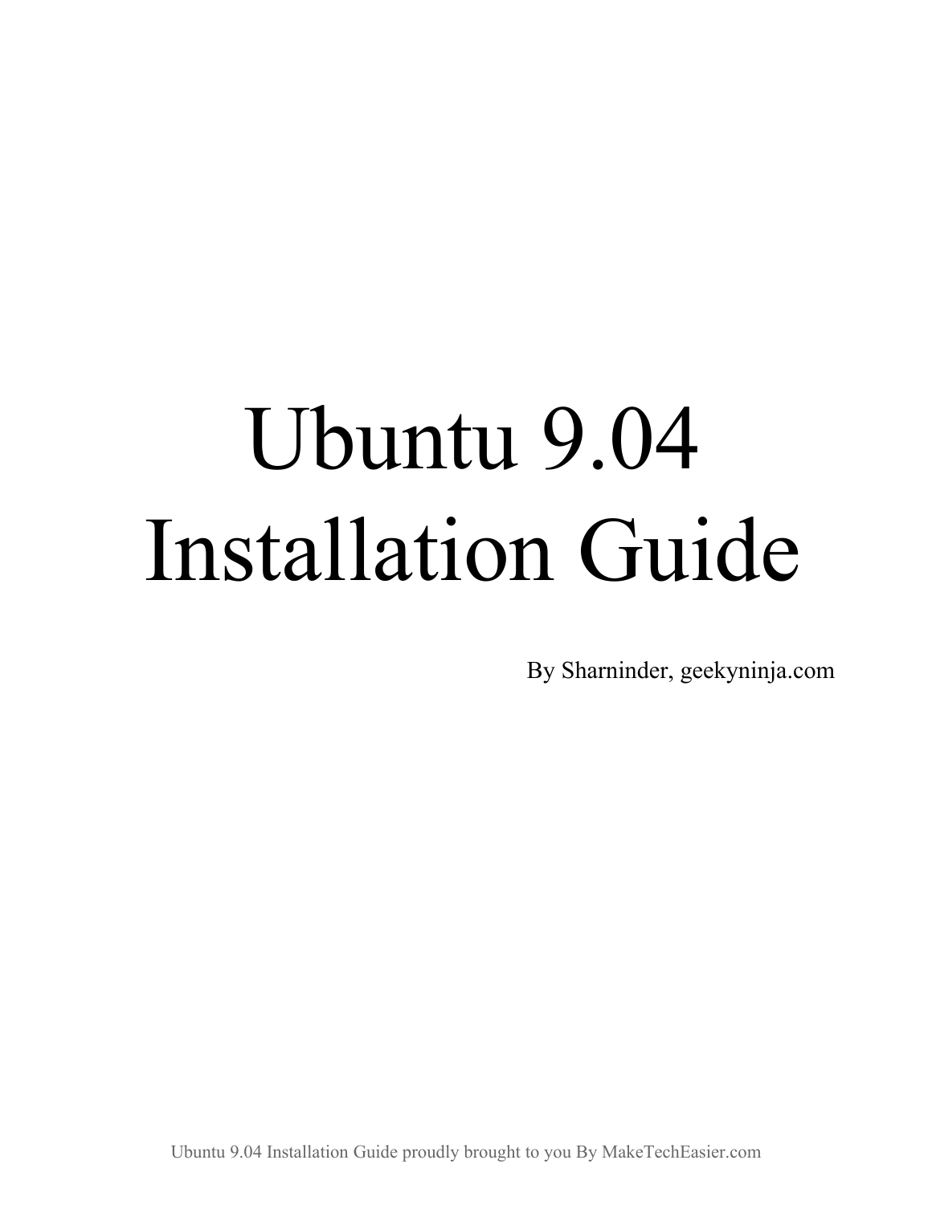# Ubuntu 9.04 Installation Guide

By Sharninder, geekyninja.com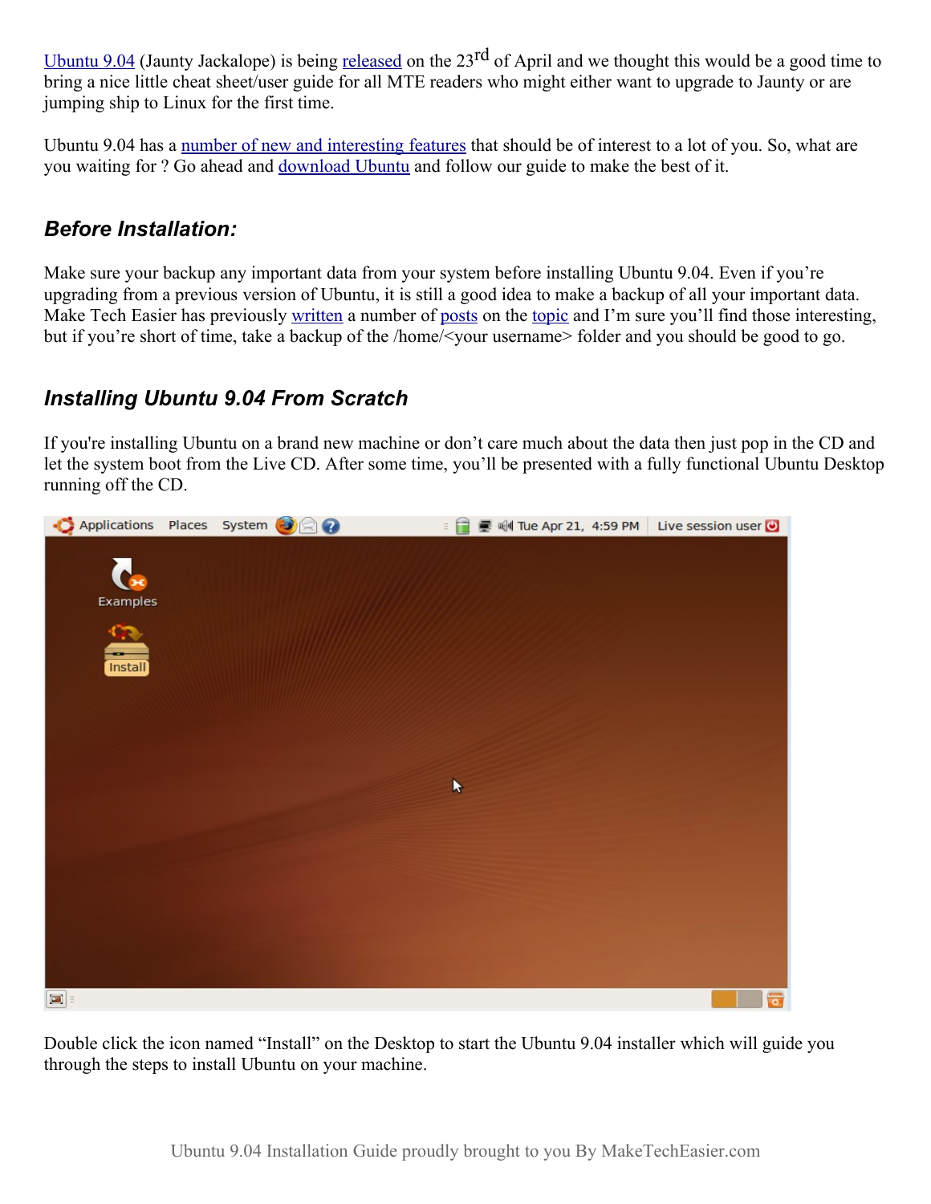Ubuntu 9.04 (Jaunty Jackalope) is being released on the 23rd of April and we thought this would be a good time to bring a nice little cheat sheet/user guide for all MTE readers who might either want to upgrade to Jaunty or are jumping ship to Linux for the first time.

Ubuntu 9.04 has a number of new and interesting features that should be of interest to a lot of you. So, what are you waiting for ? Go ahead and download Ubuntu and follow our guide to make the best of it.

### *Before Installation:*

Make sure your backup any important data from your system before installing Ubuntu 9.04. Even if you're upgrading from a previous version of Ubuntu, it is still a good idea to make a backup of all your important data. Make Tech Easier has previously written a number of posts on the topic and I'm sure you'll find those interesting, but if you're short of time, take a backup of the /home/<your username> folder and you should be good to go.

### *Installing Ubuntu 9.04 From Scratch*

If you're installing Ubuntu on a brand new machine or don't care much about the data then just pop in the CD and let the system boot from the Live CD. After some time, you'll be presented with a fully functional Ubuntu Desktop running off the CD.

Double click the icon named "Install" on the Desktop to start the Ubuntu 9.04 installer which will guide you through the steps to install Ubuntu on your machine.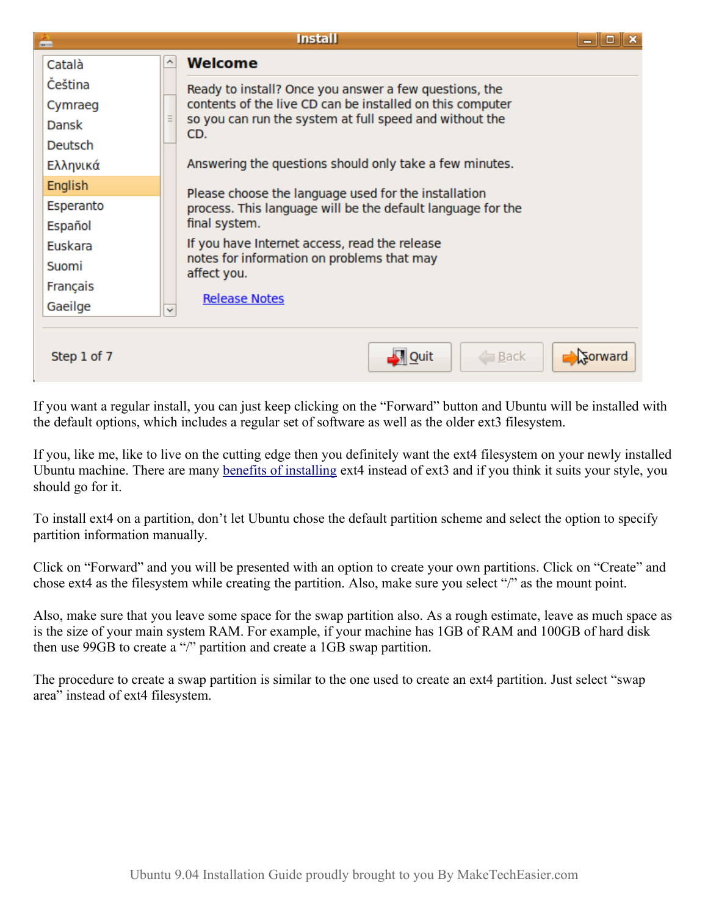If you want a regular install, you can just keep clicking on the "Forward" button and Ubuntu will be installed with the default options, which includes a regular set of software as well as the older ext3 filesystem.

If you, like me, like to live on the cutting edge then you definitely want the ext4 filesystem on your newly installed Ubuntu machine. There are many benefits of installing ext4 instead of ext3 and if you think it suits your style, you should go for it.

To install ext4 on a partition, don't let Ubuntu chose the default partition scheme and select the option to specify partition information manually.

Click on "Forward" and you will be presented with an option to create your own partitions. Click on "Create" and chose ext4 as the filesystem while creating the partition. Also, make sure you select "/" as the mount point.

Also, make sure that you leave some space for the swap partition also. As a rough estimate, leave as much space as is the size of your main system RAM. For example, if your machine has 1GB of RAM and 100GB of hard disk then use 99GB to create a "/" partition and create a 1GB swap partition.

The procedure to create a swap partition is similar to the one used to create an ext4 partition. Just select "swap area" instead of ext4 filesystem.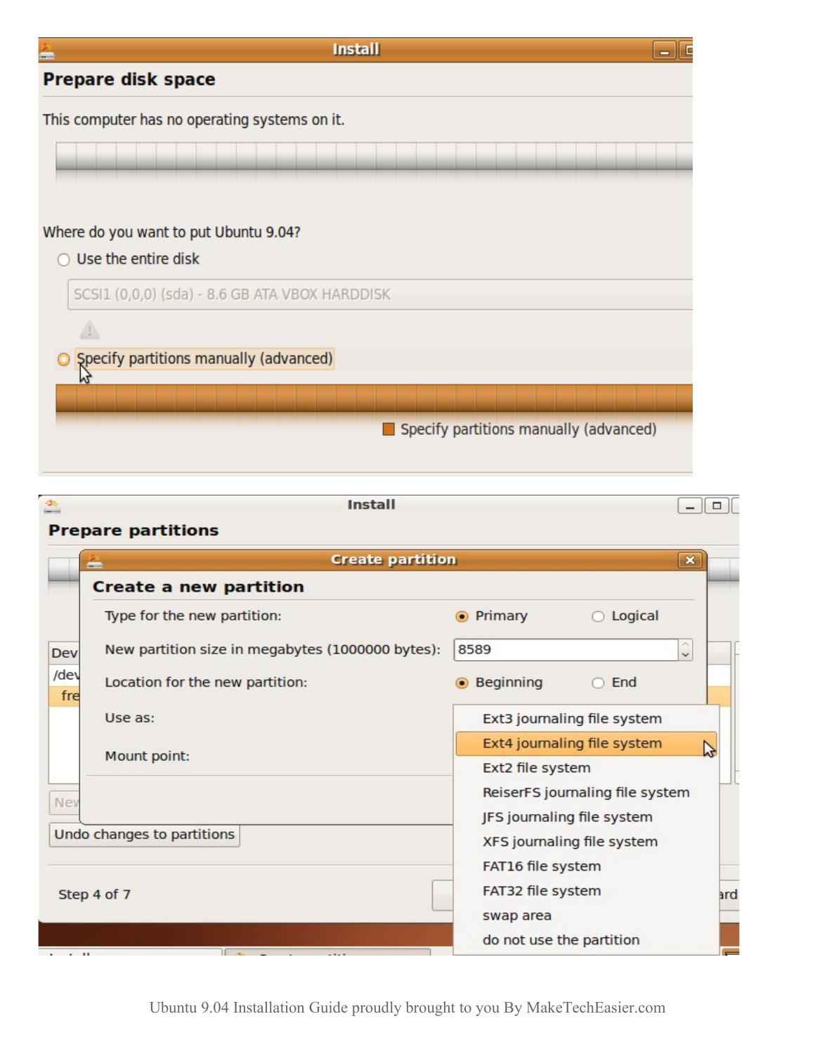**Install**

## Prepare disk space

This computer has no operating systems on it.

Where do you want to put Ubuntu 9.04?

- Use the entire disk

  SCSI1 (0,0,0) (sda) - 8.6 GB ATA VBOX HARDDISK

- Specify partitions manually (advanced)

Specify partitions manually (advanced)

**Install**

## Prepare partitions

**Create partition**

### Create a new partition

Type for the new partition: Primary / Logical

New partition size in megabytes (1000000 bytes): 8589

Location for the new partition: Beginning / End

Use as:

- Ext3 journaling file system
- Ext4 journaling file system
- Ext2 file system
- ReiserFS journaling file system
- JFS journaling file system
- XFS journaling file system
- FAT16 file system
- FAT32 file system
- swap area
- do not use the partition

Mount point:

Undo changes to partitions

Step 4 of 7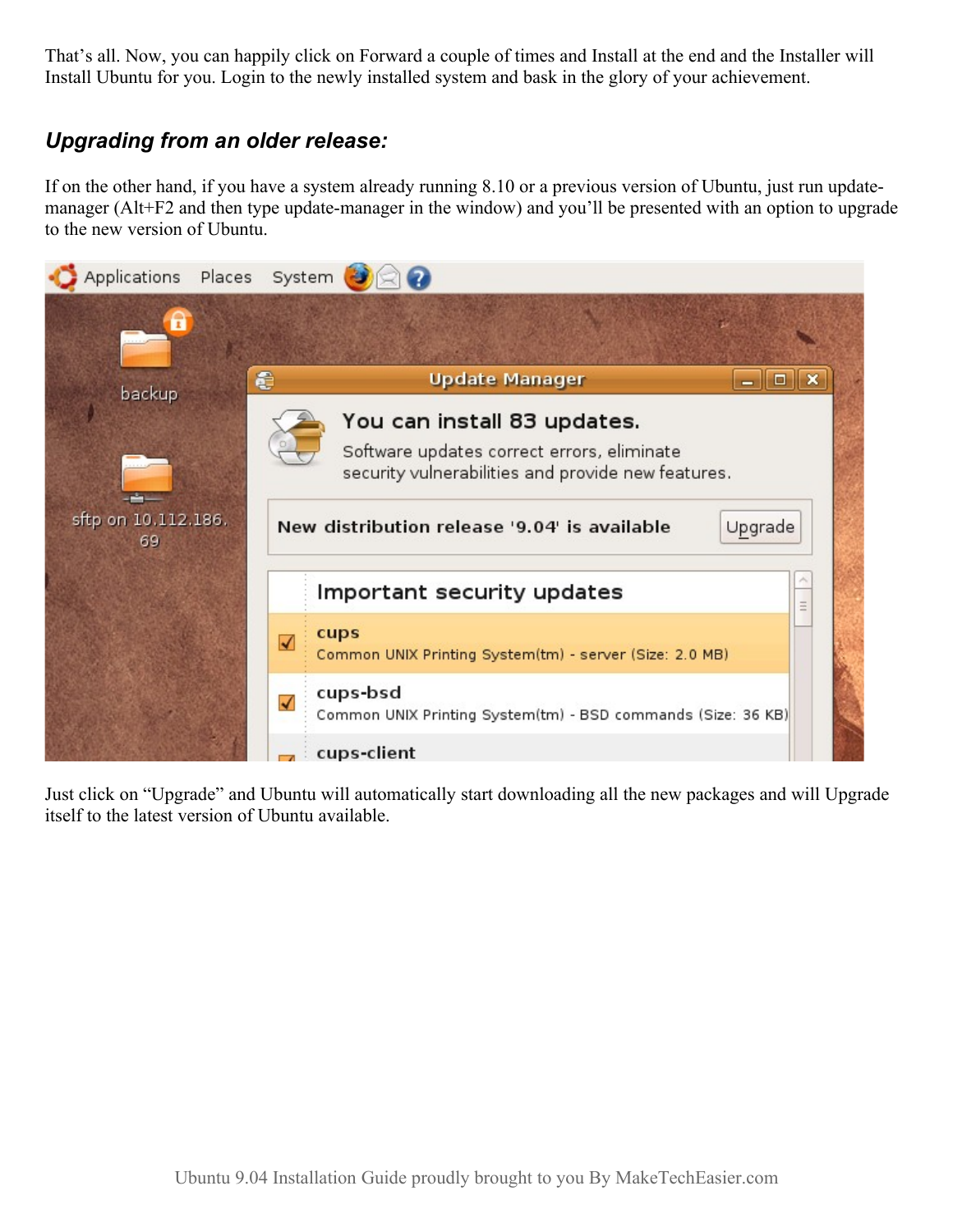That's all. Now, you can happily click on Forward a couple of times and Install at the end and the Installer will Install Ubuntu for you. Login to the newly installed system and bask in the glory of your achievement.

### *Upgrading from an older release:*

If on the other hand, if you have a system already running 8.10 or a previous version of Ubuntu, just run update-manager (Alt+F2 and then type update-manager in the window) and you'll be presented with an option to upgrade to the new version of Ubuntu.

Just click on "Upgrade" and Ubuntu will automatically start downloading all the new packages and will Upgrade itself to the latest version of Ubuntu available.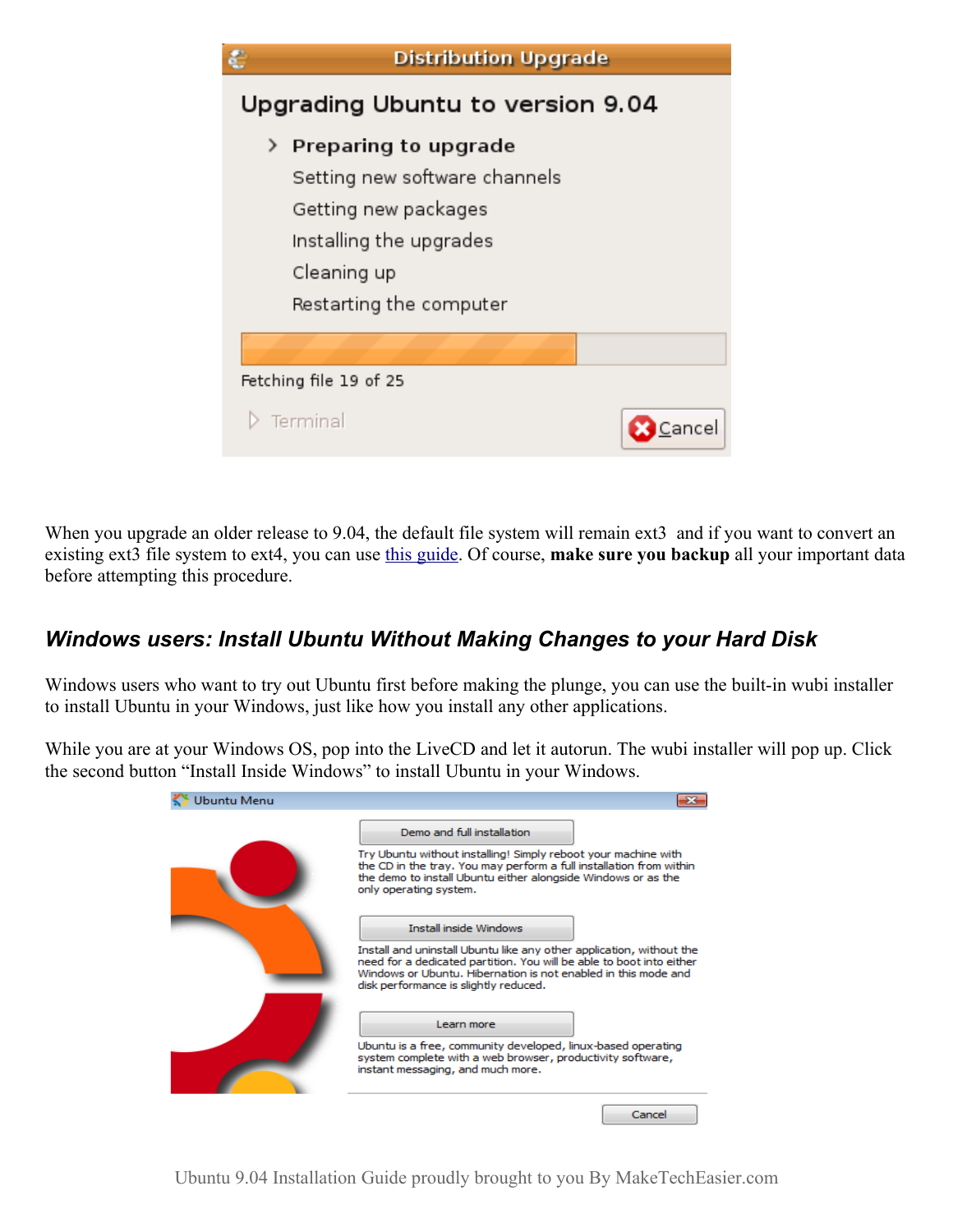When you upgrade an older release to 9.04, the default file system will remain ext3 and if you want to convert an existing ext3 file system to ext4, you can use this guide. Of course, **make sure you backup** all your important data before attempting this procedure.

## *Windows users: Install Ubuntu Without Making Changes to your Hard Disk*

Windows users who want to try out Ubuntu first before making the plunge, you can use the built-in wubi installer to install Ubuntu in your Windows, just like how you install any other applications.

While you are at your Windows OS, pop into the LiveCD and let it autorun. The wubi installer will pop up. Click the second button “Install Inside Windows” to install Ubuntu in your Windows.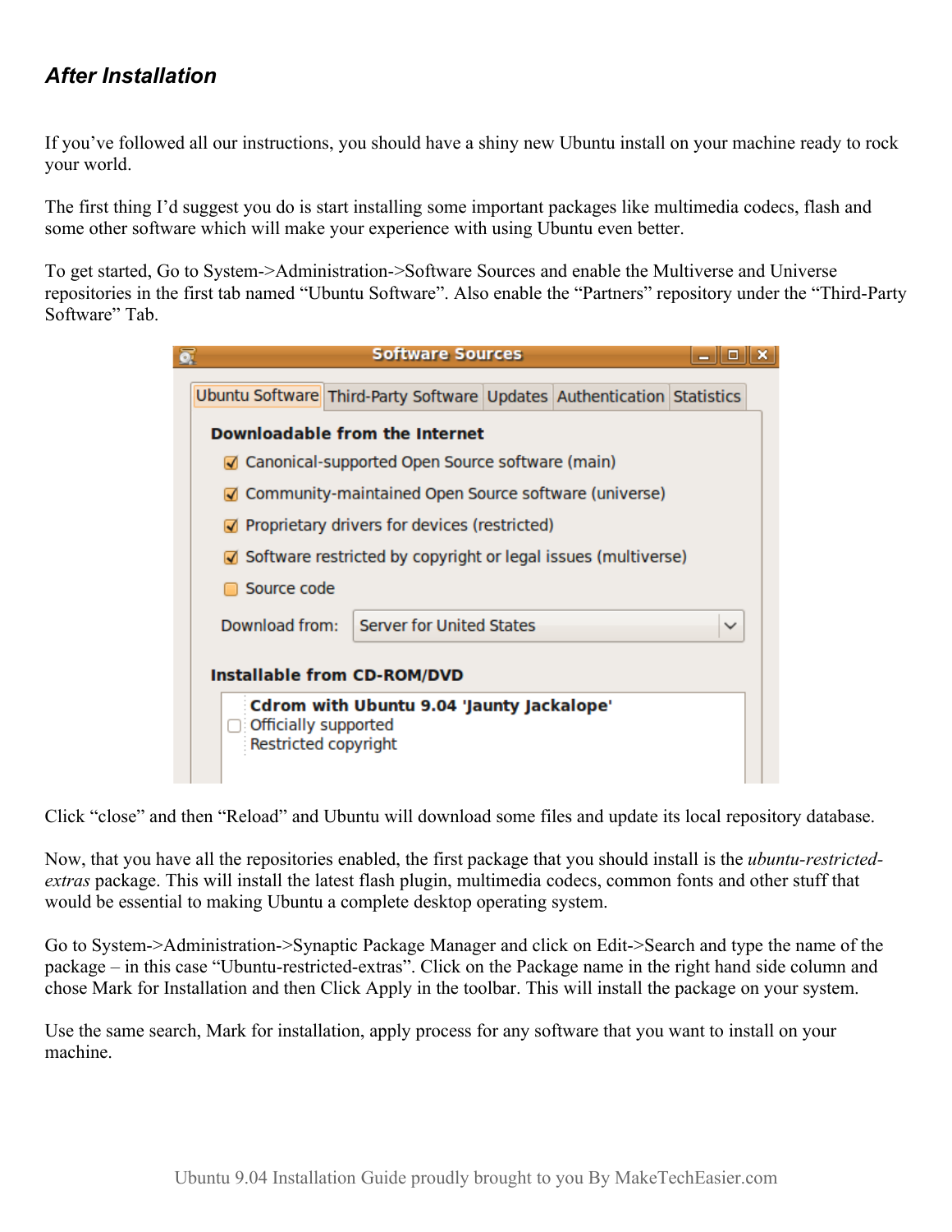## *After Installation*

If you've followed all our instructions, you should have a shiny new Ubuntu install on your machine ready to rock your world.

The first thing I'd suggest you do is start installing some important packages like multimedia codecs, flash and some other software which will make your experience with using Ubuntu even better.

To get started, Go to System->Administration->Software Sources and enable the Multiverse and Universe repositories in the first tab named "Ubuntu Software". Also enable the "Partners" repository under the "Third-Party Software" Tab.

Click "close" and then "Reload" and Ubuntu will download some files and update its local repository database.

Now, that you have all the repositories enabled, the first package that you should install is the *ubuntu-restricted-extras* package. This will install the latest flash plugin, multimedia codecs, common fonts and other stuff that would be essential to making Ubuntu a complete desktop operating system.

Go to System->Administration->Synaptic Package Manager and click on Edit->Search and type the name of the package – in this case "Ubuntu-restricted-extras". Click on the Package name in the right hand side column and chose Mark for Installation and then Click Apply in the toolbar. This will install the package on your system.

Use the same search, Mark for installation, apply process for any software that you want to install on your machine.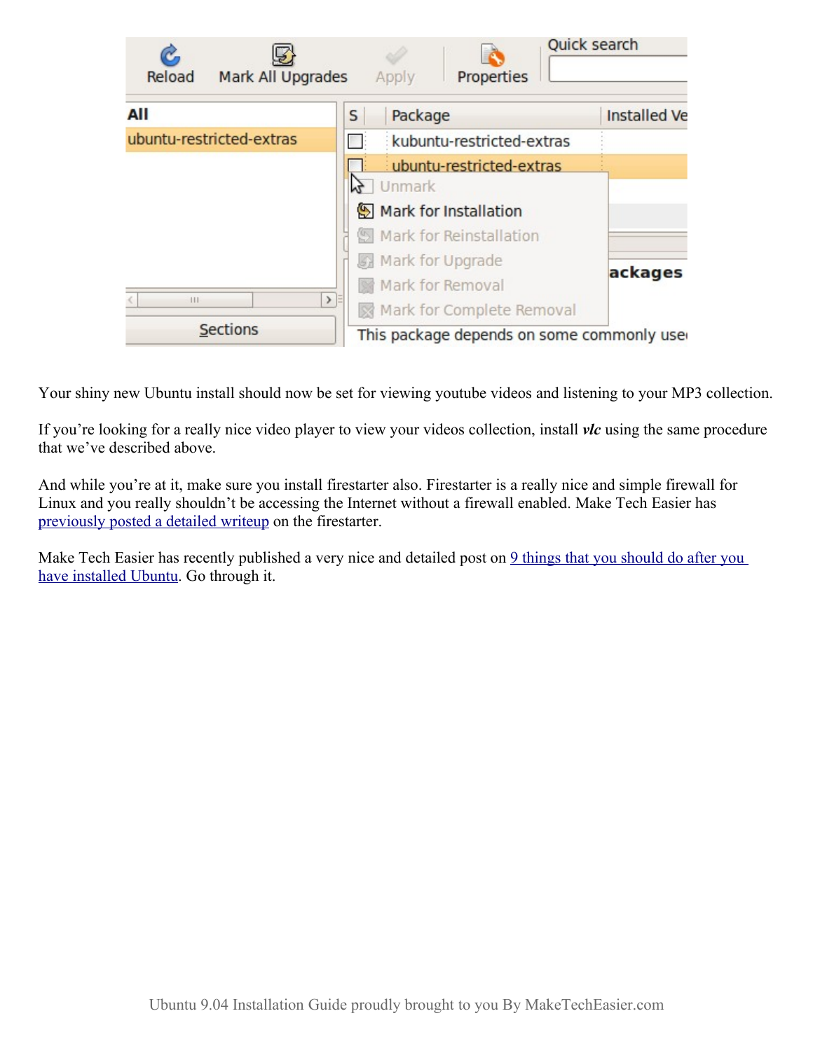Your shiny new Ubuntu install should now be set for viewing youtube videos and listening to your MP3 collection.

If you're looking for a really nice video player to view your videos collection, install ***vlc*** using the same procedure that we've described above.

And while you're at it, make sure you install firestarter also. Firestarter is a really nice and simple firewall for Linux and you really shouldn't be accessing the Internet without a firewall enabled. Make Tech Easier has previously posted a detailed writeup on the firestarter.

Make Tech Easier has recently published a very nice and detailed post on 9 things that you should do after you have installed Ubuntu. Go through it.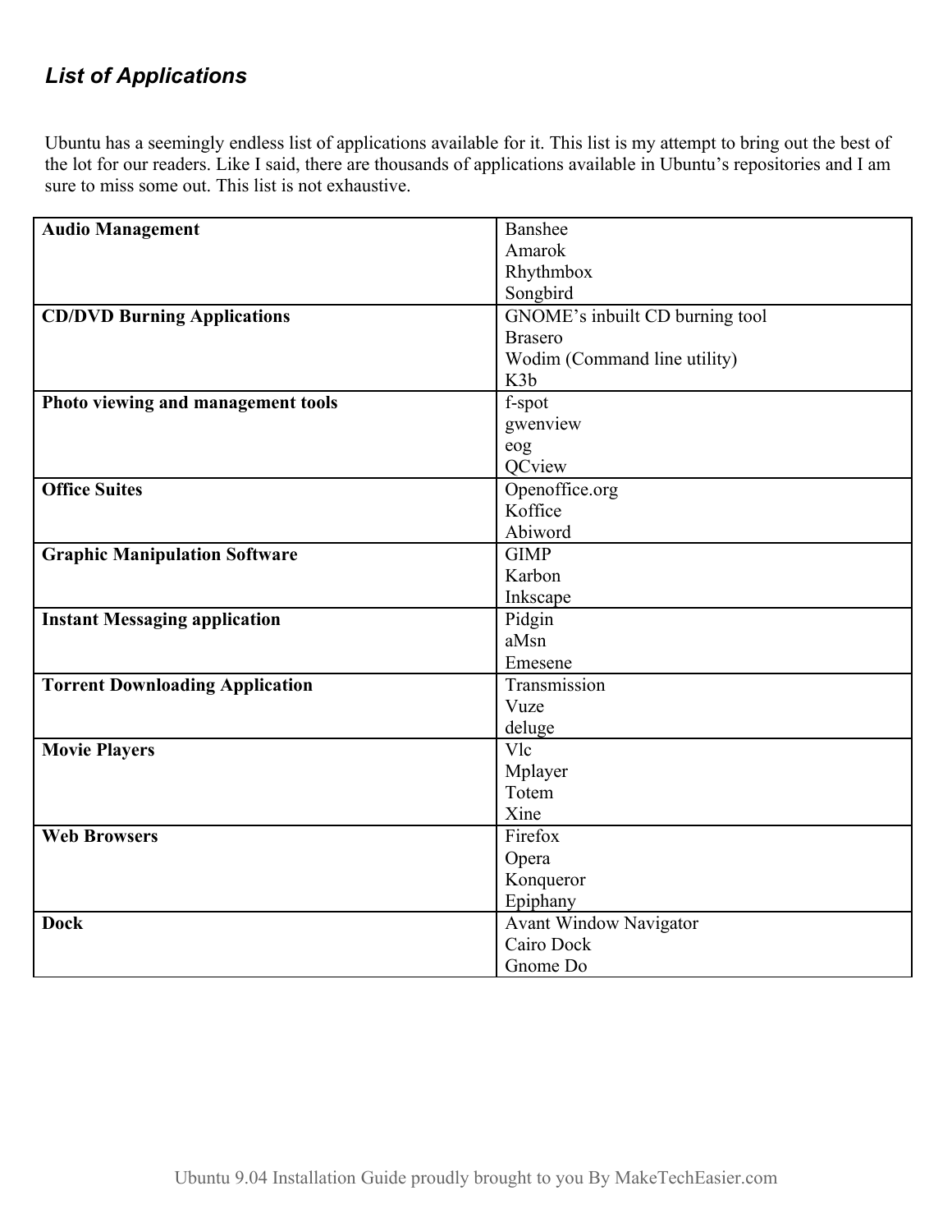## *List of Applications*

Ubuntu has a seemingly endless list of applications available for it. This list is my attempt to bring out the best of the lot for our readers. Like I said, there are thousands of applications available in Ubuntu's repositories and I am sure to miss some out. This list is not exhaustive.

| | |
|---|---|
| **Audio Management** | Banshee<br>Amarok<br>Rhythmbox<br>Songbird |
| **CD/DVD Burning Applications** | GNOME's inbuilt CD burning tool<br>Brasero<br>Wodim (Command line utility)<br>K3b |
| **Photo viewing and management tools** | f-spot<br>gwenview<br>eog<br>QCview |
| **Office Suites** | Openoffice.org<br>Koffice<br>Abiword |
| **Graphic Manipulation Software** | GIMP<br>Karbon<br>Inkscape |
| **Instant Messaging application** | Pidgin<br>aMsn<br>Emesene |
| **Torrent Downloading Application** | Transmission<br>Vuze<br>deluge |
| **Movie Players** | Vlc<br>Mplayer<br>Totem<br>Xine |
| **Web Browsers** | Firefox<br>Opera<br>Konqueror<br>Epiphany |
| **Dock** | Avant Window Navigator<br>Cairo Dock<br>Gnome Do |